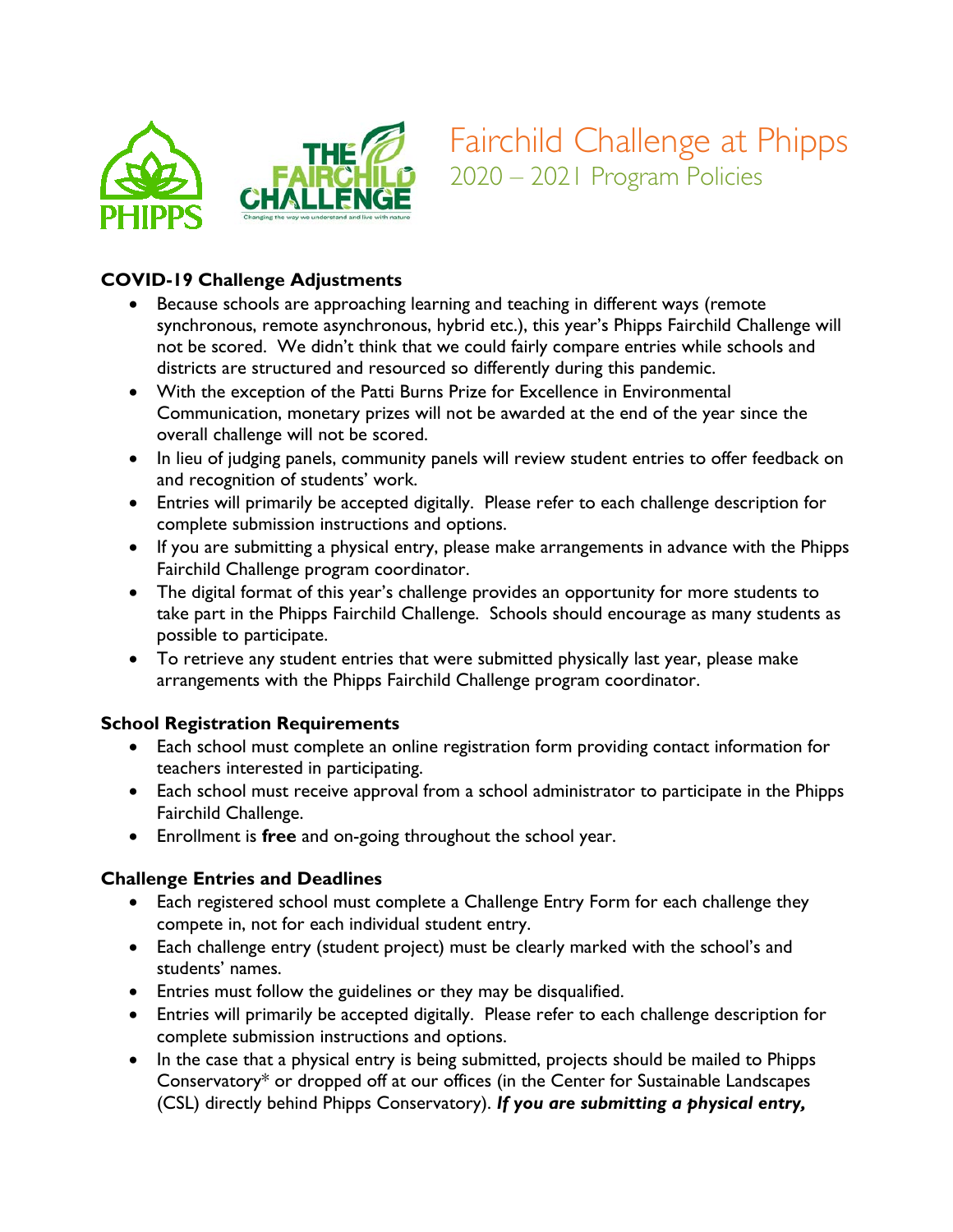# Fairchild Challenge at Phipps

## 2020 – 2021 Program Policies

### COVID-19 Challenge Adjustments

- Because schools are approaching learning and teaching in different ways (remote synchronous, remote asynchronous, hybrid etc.), this year's Phipps Fairchild Challenge will not be scored. We didn't think that we could fairly compare entries while schools and districts are structured and resourced so differently during this pandemic.
- With the exception of the Patti Burns Prize for Excellence in Environmental Communication, monetary prizes will not be awarded at the end of the year since the overall challenge will not be scored.
- In lieu of judging panels, community panels will review student entries to offer feedback on and recognition of students' work.
- Entries will primarily be accepted digitally. Please refer to each challenge description for complete submission instructions and options.
- If you are submitting a physical entry, please make arrangements in advance with the Phipps Fairchild Challenge program coordinator.
- The digital format of this year's challenge provides an opportunity for more students to take part in the Phipps Fairchild Challenge. Schools should encourage as many students as possible to participate.
- To retrieve any student entries that were submitted physically last year, please make arrangements with the Phipps Fairchild Challenge program coordinator.

### School Registration Requirements

- Each school must complete an online registration form providing contact information for teachers interested in participating.
- Each school must receive approval from a school administrator to participate in the Phipps Fairchild Challenge.
- Enrollment is **free** and on-going throughout the school year.

### Challenge Entries and Deadlines

- Each registered school must complete a Challenge Entry Form for each challenge they compete in, not for each individual student entry.
- Each challenge entry (student project) must be clearly marked with the school's and students' names.
- Entries must follow the guidelines or they may be disqualified.
- Entries will primarily be accepted digitally. Please refer to each challenge description for complete submission instructions and options.
- In the case that a physical entry is being submitted, projects should be mailed to Phipps Conservatory* or dropped off at our offices (in the Center for Sustainable Landscapes (CSL) directly behind Phipps Conservatory). ***If you are submitting a physical entry,***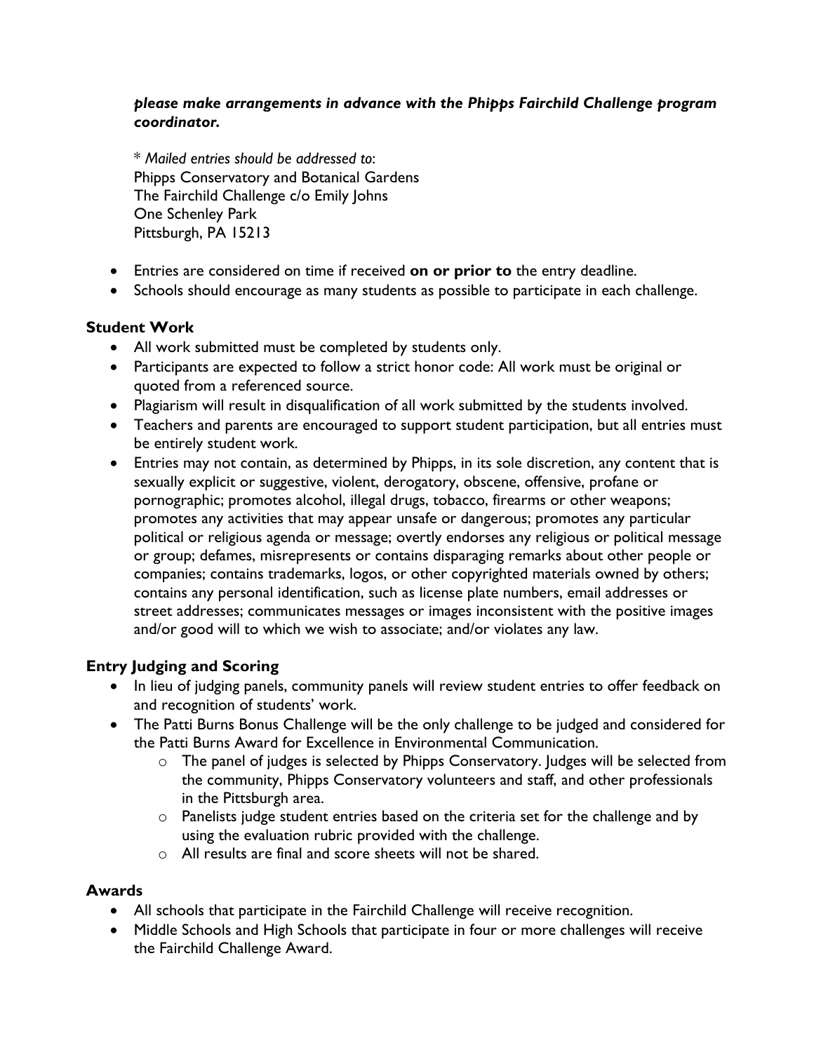***please make arrangements in advance with the Phipps Fairchild Challenge program coordinator.***

\* *Mailed entries should be addressed to*:
Phipps Conservatory and Botanical Gardens
The Fairchild Challenge c/o Emily Johns
One Schenley Park
Pittsburgh, PA 15213

- Entries are considered on time if received **on or prior to** the entry deadline.
- Schools should encourage as many students as possible to participate in each challenge.

### Student Work

- All work submitted must be completed by students only.
- Participants are expected to follow a strict honor code: All work must be original or quoted from a referenced source.
- Plagiarism will result in disqualification of all work submitted by the students involved.
- Teachers and parents are encouraged to support student participation, but all entries must be entirely student work.
- Entries may not contain, as determined by Phipps, in its sole discretion, any content that is sexually explicit or suggestive, violent, derogatory, obscene, offensive, profane or pornographic; promotes alcohol, illegal drugs, tobacco, firearms or other weapons; promotes any activities that may appear unsafe or dangerous; promotes any particular political or religious agenda or message; overtly endorses any religious or political message or group; defames, misrepresents or contains disparaging remarks about other people or companies; contains trademarks, logos, or other copyrighted materials owned by others; contains any personal identification, such as license plate numbers, email addresses or street addresses; communicates messages or images inconsistent with the positive images and/or good will to which we wish to associate; and/or violates any law.

### Entry Judging and Scoring

- In lieu of judging panels, community panels will review student entries to offer feedback on and recognition of students' work.
- The Patti Burns Bonus Challenge will be the only challenge to be judged and considered for the Patti Burns Award for Excellence in Environmental Communication.
  - The panel of judges is selected by Phipps Conservatory. Judges will be selected from the community, Phipps Conservatory volunteers and staff, and other professionals in the Pittsburgh area.
  - Panelists judge student entries based on the criteria set for the challenge and by using the evaluation rubric provided with the challenge.
  - All results are final and score sheets will not be shared.

### Awards

- All schools that participate in the Fairchild Challenge will receive recognition.
- Middle Schools and High Schools that participate in four or more challenges will receive the Fairchild Challenge Award.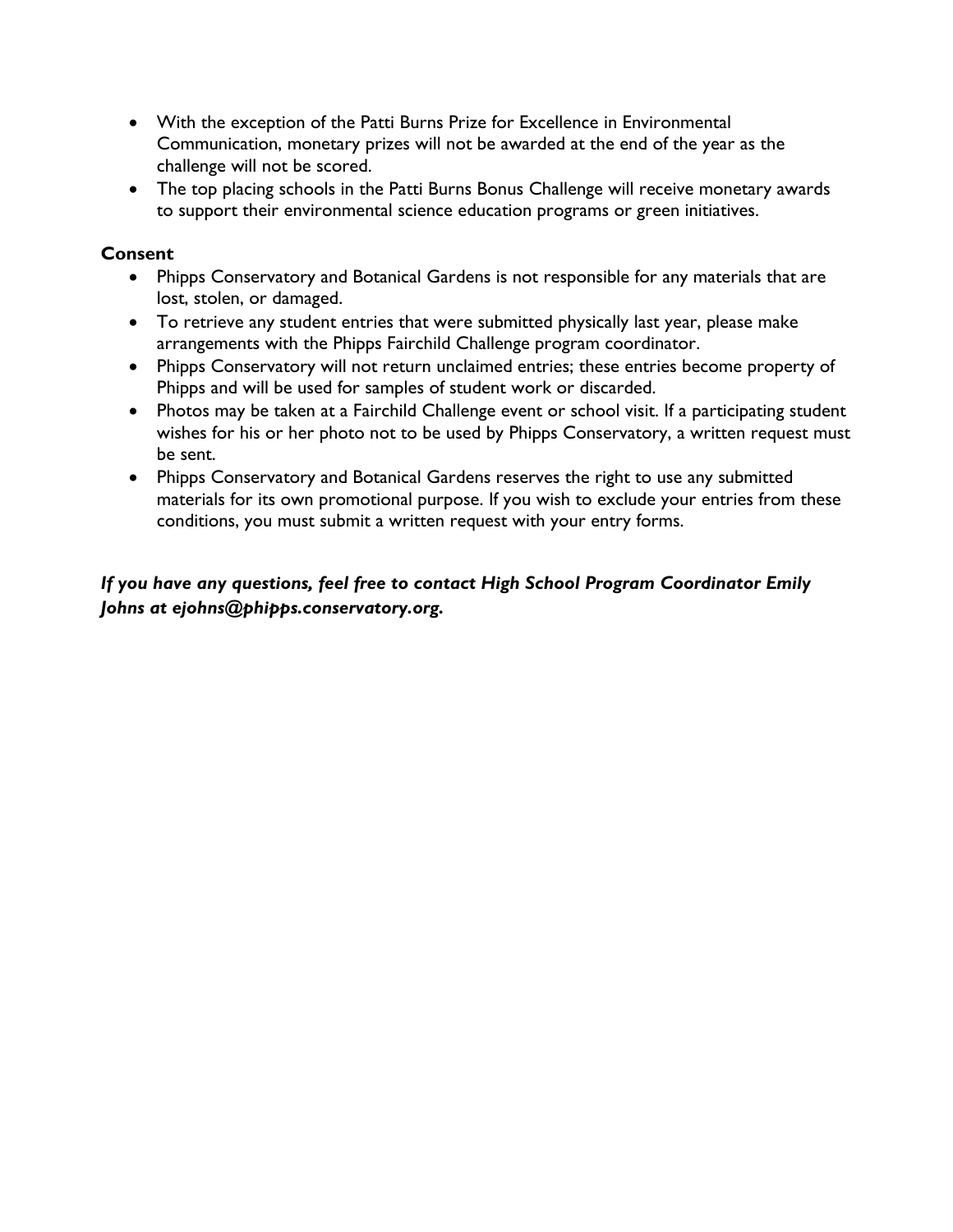- With the exception of the Patti Burns Prize for Excellence in Environmental Communication, monetary prizes will not be awarded at the end of the year as the challenge will not be scored.
- The top placing schools in the Patti Burns Bonus Challenge will receive monetary awards to support their environmental science education programs or green initiatives.

**Consent**

- Phipps Conservatory and Botanical Gardens is not responsible for any materials that are lost, stolen, or damaged.
- To retrieve any student entries that were submitted physically last year, please make arrangements with the Phipps Fairchild Challenge program coordinator.
- Phipps Conservatory will not return unclaimed entries; these entries become property of Phipps and will be used for samples of student work or discarded.
- Photos may be taken at a Fairchild Challenge event or school visit. If a participating student wishes for his or her photo not to be used by Phipps Conservatory, a written request must be sent.
- Phipps Conservatory and Botanical Gardens reserves the right to use any submitted materials for its own promotional purpose. If you wish to exclude your entries from these conditions, you must submit a written request with your entry forms.

***If you have any questions, feel free to contact High School Program Coordinator Emily Johns at ejohns@phipps.conservatory.org.***